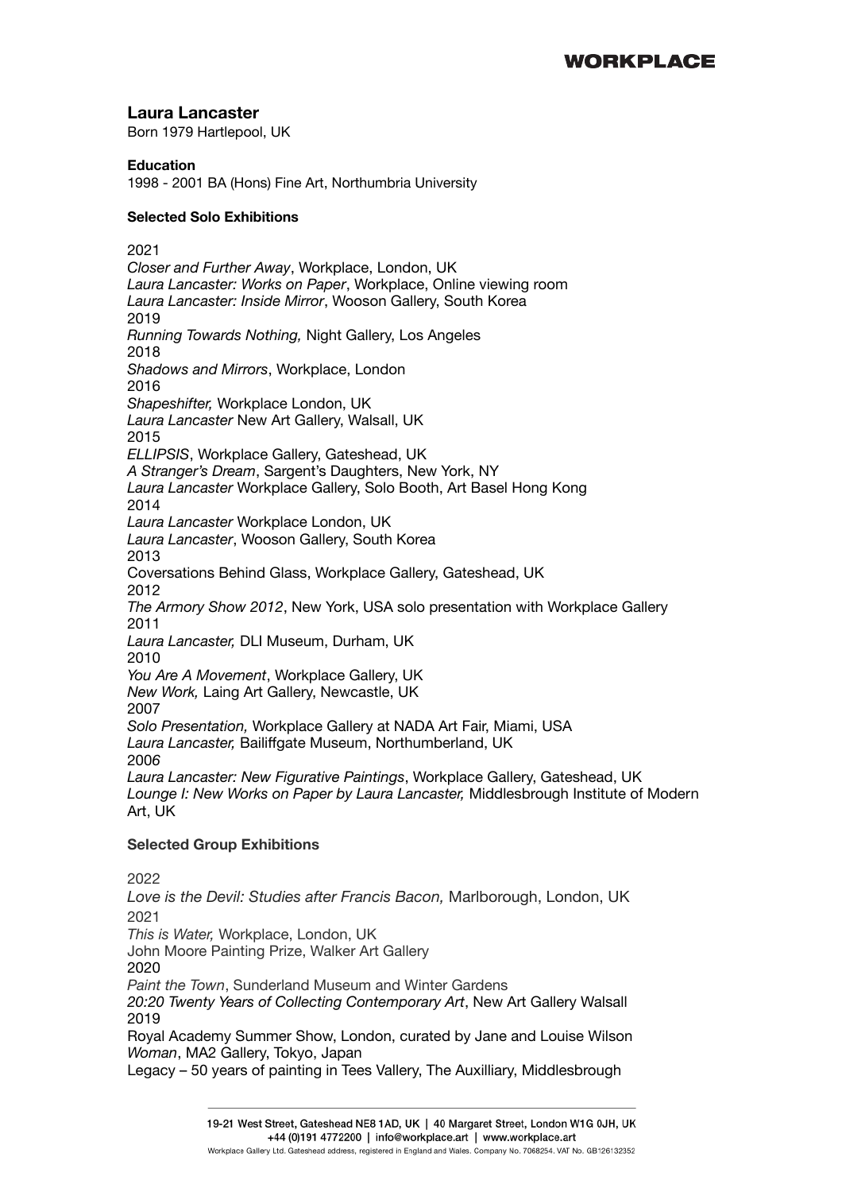# Laura Lancaster

Born 1979 Hartlepool, UK

**Education**

1998 - 2001 BA (Hons) Fine Art, Northumbria University

**Selected Solo Exhibitions**

2021

*Closer and Further Away*, Workplace, London, UK
*Laura Lancaster: Works on Paper*, Workplace, Online viewing room
*Laura Lancaster: Inside Mirror*, Wooson Gallery, South Korea

2019

*Running Towards Nothing,* Night Gallery, Los Angeles

2018

*Shadows and Mirrors*, Workplace, London

2016

*Shapeshifter,* Workplace London, UK
*Laura Lancaster* New Art Gallery, Walsall, UK

2015

*ELLIPSIS*, Workplace Gallery, Gateshead, UK
*A Stranger's Dream*, Sargent's Daughters, New York, NY
*Laura Lancaster* Workplace Gallery, Solo Booth, Art Basel Hong Kong

2014

*Laura Lancaster* Workplace London, UK
*Laura Lancaster*, Wooson Gallery, South Korea

2013

Coversations Behind Glass, Workplace Gallery, Gateshead, UK

2012

*The Armory Show 2012*, New York, USA solo presentation with Workplace Gallery

2011

*Laura Lancaster,* DLI Museum, Durham, UK

2010

*You Are A Movement*, Workplace Gallery, UK
*New Work,* Laing Art Gallery, Newcastle, UK

2007

*Solo Presentation,* Workplace Gallery at NADA Art Fair, Miami, USA
*Laura Lancaster,* Bailiffgate Museum, Northumberland, UK

2006

*Laura Lancaster: New Figurative Paintings*, Workplace Gallery, Gateshead, UK
*Lounge I: New Works on Paper by Laura Lancaster,* Middlesbrough Institute of Modern Art, UK

**Selected Group Exhibitions**

2022

*Love is the Devil: Studies after Francis Bacon,* Marlborough, London, UK

2021

*This is Water,* Workplace, London, UK
John Moore Painting Prize, Walker Art Gallery

2020

*Paint the Town*, Sunderland Museum and Winter Gardens
*20:20 Twenty Years of Collecting Contemporary Art*, New Art Gallery Walsall

2019

Royal Academy Summer Show, London, curated by Jane and Louise Wilson
*Woman*, MA2 Gallery, Tokyo, Japan
Legacy – 50 years of painting in Tees Valley, The Auxilliary, Middlesbrough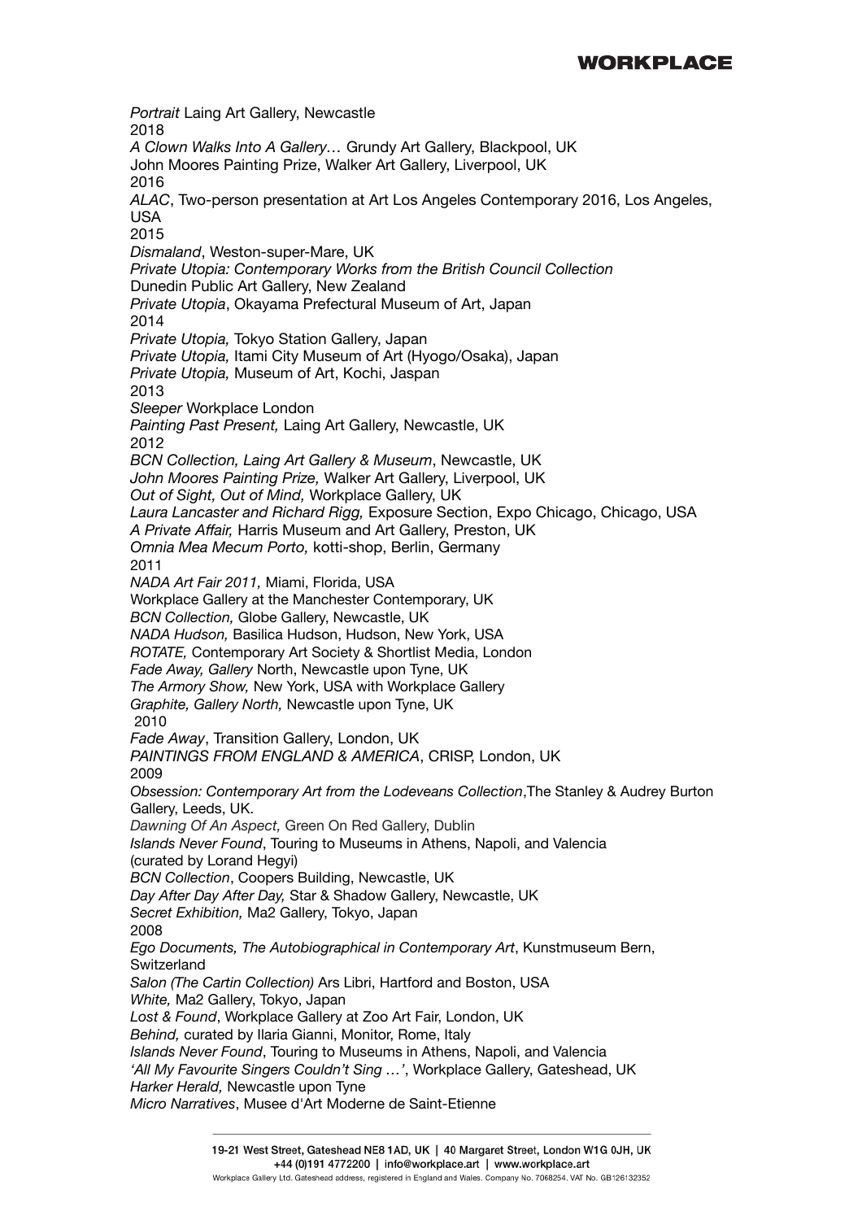*Portrait* Laing Art Gallery, Newcastle
2018
*A Clown Walks Into A Gallery…* Grundy Art Gallery, Blackpool, UK
John Moores Painting Prize, Walker Art Gallery, Liverpool, UK
2016
*ALAC*, Two-person presentation at Art Los Angeles Contemporary 2016, Los Angeles, USA
2015
*Dismaland*, Weston-super-Mare, UK
*Private Utopia: Contemporary Works from the British Council Collection*
Dunedin Public Art Gallery, New Zealand
*Private Utopia*, Okayama Prefectural Museum of Art, Japan
2014
*Private Utopia,* Tokyo Station Gallery, Japan
*Private Utopia,* Itami City Museum of Art (Hyogo/Osaka), Japan
*Private Utopia,* Museum of Art, Kochi, Jaspan
2013
*Sleeper* Workplace London
*Painting Past Present,* Laing Art Gallery, Newcastle, UK
2012
*BCN Collection, Laing Art Gallery & Museum*, Newcastle, UK
*John Moores Painting Prize,* Walker Art Gallery, Liverpool, UK
*Out of Sight, Out of Mind,* Workplace Gallery, UK
*Laura Lancaster and Richard Rigg,* Exposure Section, Expo Chicago, Chicago, USA
*A Private Affair,* Harris Museum and Art Gallery, Preston, UK
*Omnia Mea Mecum Porto,* kotti-shop, Berlin, Germany
2011
*NADA Art Fair 2011,* Miami, Florida, USA
Workplace Gallery at the Manchester Contemporary, UK
*BCN Collection,* Globe Gallery, Newcastle, UK
*NADA Hudson,* Basilica Hudson, Hudson, New York, USA
*ROTATE,* Contemporary Art Society & Shortlist Media, London
*Fade Away, Gallery* North, Newcastle upon Tyne, UK
*The Armory Show,* New York, USA with Workplace Gallery
*Graphite, Gallery North,* Newcastle upon Tyne, UK
2010
*Fade Away*, Transition Gallery, London, UK
*PAINTINGS FROM ENGLAND & AMERICA*, CRISP, London, UK
2009
*Obsession: Contemporary Art from the Lodeveans Collection*,The Stanley & Audrey Burton Gallery, Leeds, UK.
*Dawning Of An Aspect,* Green On Red Gallery, Dublin
*Islands Never Found*, Touring to Museums in Athens, Napoli, and Valencia
(curated by Lorand Hegyi)
*BCN Collection*, Coopers Building, Newcastle, UK
*Day After Day After Day,* Star & Shadow Gallery, Newcastle, UK
*Secret Exhibition,* Ma2 Gallery, Tokyo, Japan
2008
*Ego Documents, The Autobiographical in Contemporary Art*, Kunstmuseum Bern, Switzerland
*Salon (The Cartin Collection)* Ars Libri, Hartford and Boston, USA
*White,* Ma2 Gallery, Tokyo, Japan
*Lost & Found*, Workplace Gallery at Zoo Art Fair, London, UK
*Behind,* curated by Ilaria Gianni, Monitor, Rome, Italy
*Islands Never Found*, Touring to Museums in Athens, Napoli, and Valencia
*'All My Favourite Singers Couldn't Sing …'*, Workplace Gallery, Gateshead, UK
*Harker Herald,* Newcastle upon Tyne
*Micro Narratives*, Musee d'Art Moderne de Saint-Etienne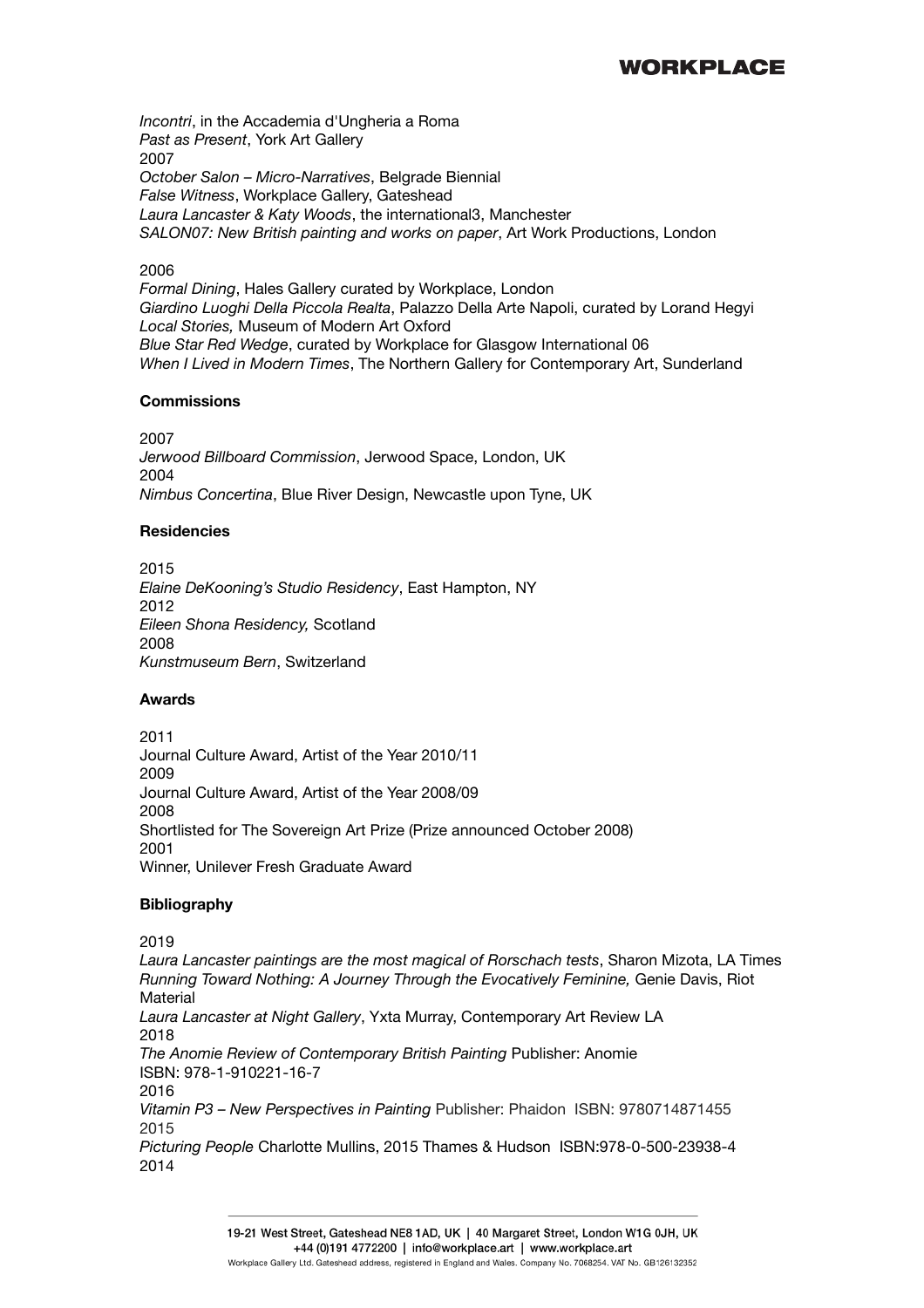*Incontri*, in the Accademia d'Ungheria a Roma
*Past as Present*, York Art Gallery
2007
*October Salon – Micro-Narratives*, Belgrade Biennial
*False Witness*, Workplace Gallery, Gateshead
*Laura Lancaster & Katy Woods*, the international3, Manchester
*SALON07: New British painting and works on paper*, Art Work Productions, London

2006
*Formal Dining*, Hales Gallery curated by Workplace, London
*Giardino Luoghi Della Piccola Realta*, Palazzo Della Arte Napoli, curated by Lorand Hegyi
*Local Stories,* Museum of Modern Art Oxford
*Blue Star Red Wedge*, curated by Workplace for Glasgow International 06
*When I Lived in Modern Times*, The Northern Gallery for Contemporary Art, Sunderland

**Commissions**

2007
*Jerwood Billboard Commission*, Jerwood Space, London, UK
2004
*Nimbus Concertina*, Blue River Design, Newcastle upon Tyne, UK

**Residencies**

2015
*Elaine DeKooning's Studio Residency*, East Hampton, NY
2012
*Eileen Shona Residency,* Scotland
2008
*Kunstmuseum Bern*, Switzerland

**Awards**

2011
Journal Culture Award, Artist of the Year 2010/11
2009
Journal Culture Award, Artist of the Year 2008/09
2008
Shortlisted for The Sovereign Art Prize (Prize announced October 2008)
2001
Winner, Unilever Fresh Graduate Award

**Bibliography**

2019
*Laura Lancaster paintings are the most magical of Rorschach tests*, Sharon Mizota, LA Times
*Running Toward Nothing: A Journey Through the Evocatively Feminine,* Genie Davis, Riot Material
*Laura Lancaster at Night Gallery*, Yxta Murray, Contemporary Art Review LA
2018
*The Anomie Review of Contemporary British Painting* Publisher: Anomie
ISBN: 978-1-910221-16-7
2016
*Vitamin P3 – New Perspectives in Painting* Publisher: Phaidon ISBN: 9780714871455
2015
*Picturing People* Charlotte Mullins, 2015 Thames & Hudson ISBN:978-0-500-23938-4
2014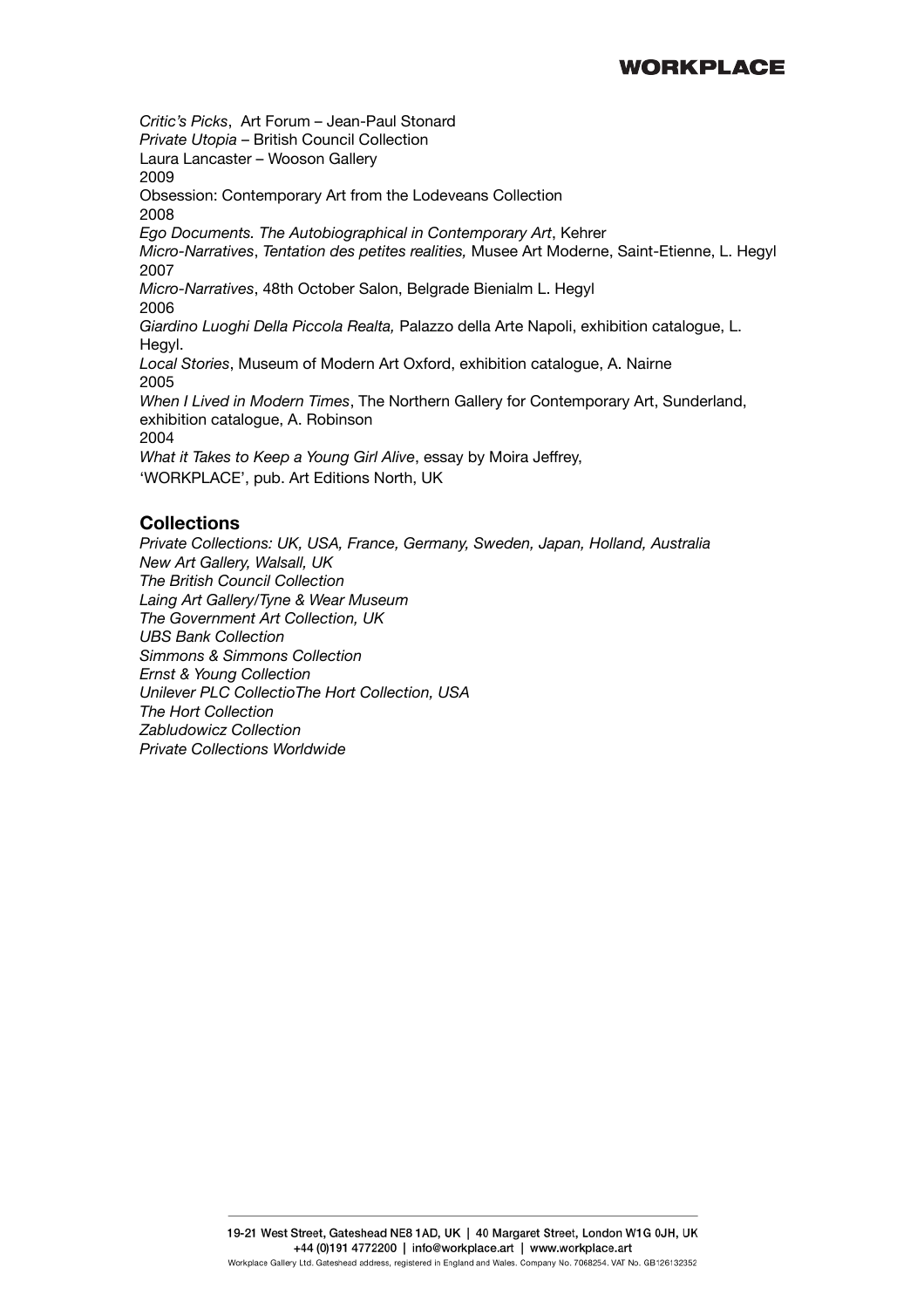*Critic's Picks*, Art Forum – Jean-Paul Stonard
*Private Utopia* – British Council Collection
Laura Lancaster – Wooson Gallery
2009
Obsession: Contemporary Art from the Lodeveans Collection
2008
*Ego Documents. The Autobiographical in Contemporary Art*, Kehrer
*Micro-Narratives*, *Tentation des petites realities,* Musee Art Moderne, Saint-Etienne, L. Hegyl
2007
*Micro-Narratives*, 48th October Salon, Belgrade Bienialm L. Hegyl
2006
*Giardino Luoghi Della Piccola Realta,* Palazzo della Arte Napoli, exhibition catalogue, L. Hegyl.
*Local Stories*, Museum of Modern Art Oxford, exhibition catalogue, A. Nairne
2005
*When I Lived in Modern Times*, The Northern Gallery for Contemporary Art, Sunderland, exhibition catalogue, A. Robinson
2004
*What it Takes to Keep a Young Girl Alive*, essay by Moira Jeffrey,
'WORKPLACE', pub. Art Editions North, UK

## Collections

*Private Collections: UK, USA, France, Germany, Sweden, Japan, Holland, Australia*
*New Art Gallery, Walsall, UK*
*The British Council Collection*
*Laing Art Gallery/Tyne & Wear Museum*
*The Government Art Collection, UK*
*UBS Bank Collection*
*Simmons & Simmons Collection*
*Ernst & Young Collection*
*Unilever PLC CollectioThe Hort Collection, USA*
*The Hort Collection*
*Zabludowicz Collection*
*Private Collections Worldwide*